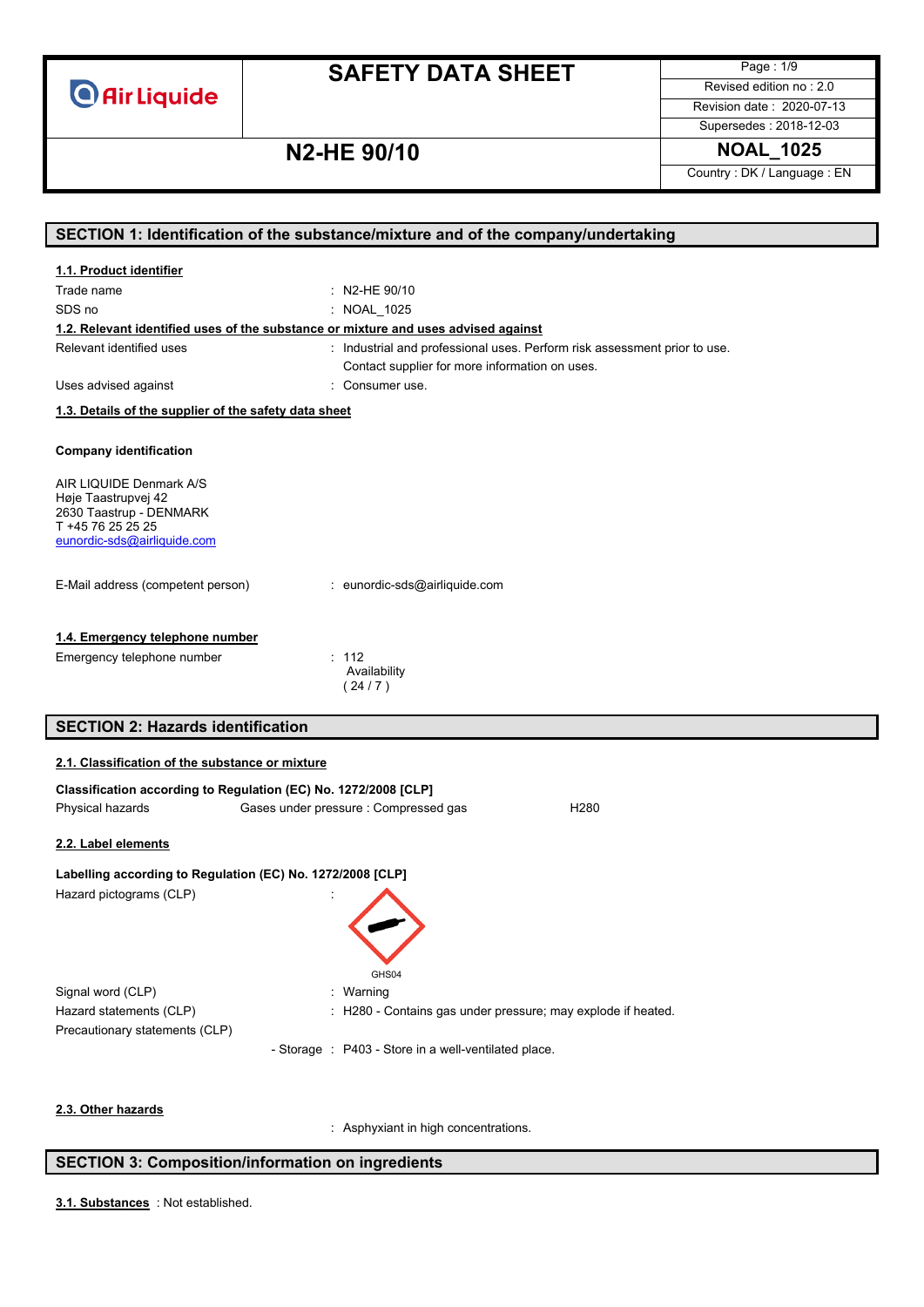# SAFETY DATA SHEET

**N2-HE 90/10**

| | |
|---|---|
| Revised edition no : 2.0 | |
| Revision date : 2020-07-13 | |
| Supersedes : 2018-12-03 | |
| **NOAL_1025** | |
| Country : DK / Language : EN | |

## SECTION 1: Identification of the substance/mixture and of the company/undertaking

### 1.1. Product identifier

Trade name : N2-HE 90/10

SDS no : NOAL_1025

### 1.2. Relevant identified uses of the substance or mixture and uses advised against

Relevant identified uses : Industrial and professional uses. Perform risk assessment prior to use. Contact supplier for more information on uses.

Uses advised against : Consumer use.

### 1.3. Details of the supplier of the safety data sheet

**Company identification**

AIR LIQUIDE Denmark A/S
Høje Taastrupvej 42
2630 Taastrup - DENMARK
T +45 76 25 25 25
eunordic-sds@airliquide.com

E-Mail address (competent person) : eunordic-sds@airliquide.com

### 1.4. Emergency telephone number

Emergency telephone number : 112
Availability
( 24 / 7 )

## SECTION 2: Hazards identification

### 2.1. Classification of the substance or mixture

**Classification according to Regulation (EC) No. 1272/2008 [CLP]**

| | | |
|---|---|---|
| Physical hazards | Gases under pressure : Compressed gas | H280 |

### 2.2. Label elements

**Labelling according to Regulation (EC) No. 1272/2008 [CLP]**

Hazard pictograms (CLP) :

GHS04

Signal word (CLP) : Warning

Hazard statements (CLP) : H280 - Contains gas under pressure; may explode if heated.

Precautionary statements (CLP)

- Storage : P403 - Store in a well-ventilated place.

### 2.3. Other hazards

: Asphyxiant in high concentrations.

## SECTION 3: Composition/information on ingredients

**3.1. Substances** : Not established.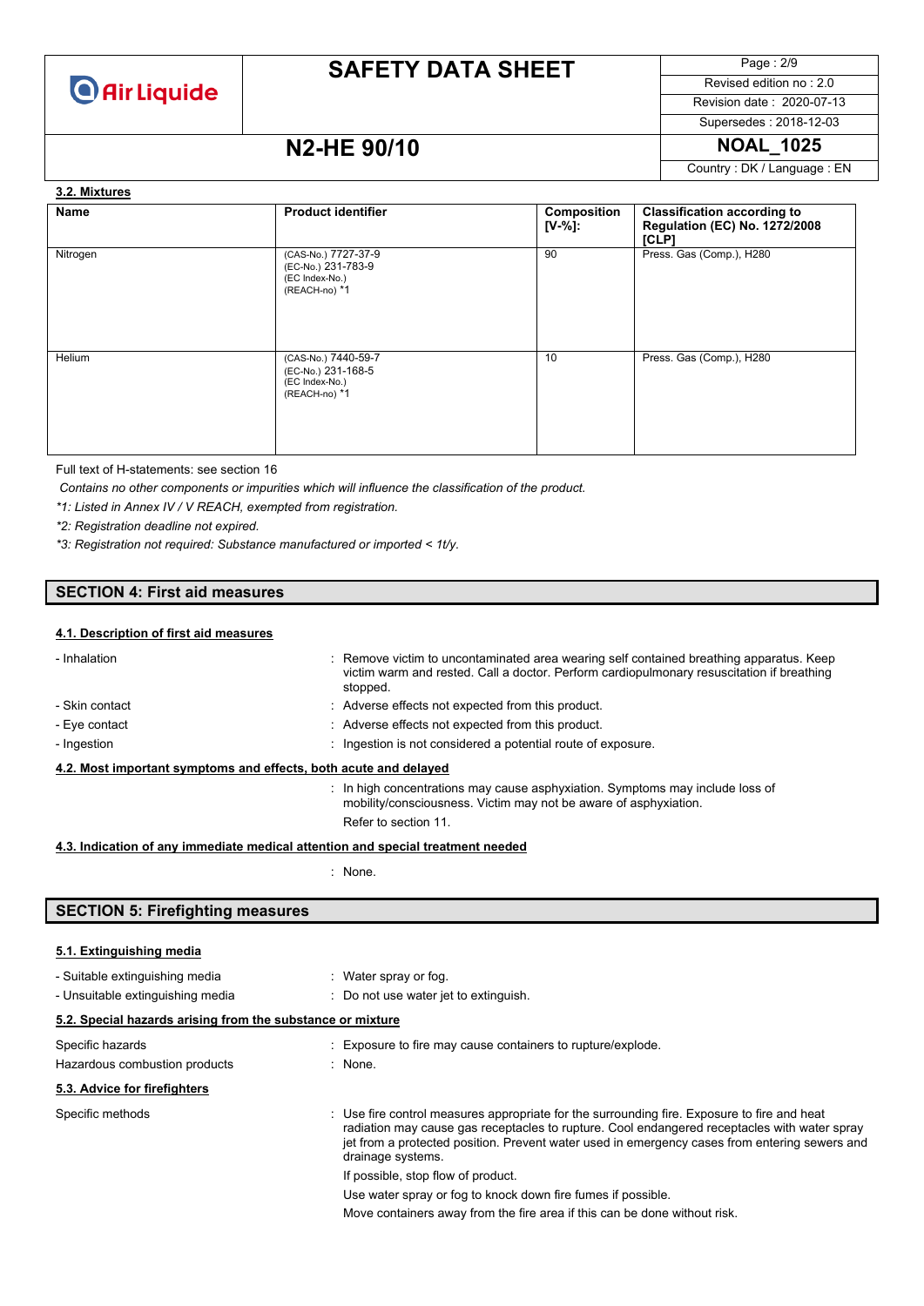#### 3.2. Mixtures

| Name | Product identifier | Composition [V-%]: | Classification according to Regulation (EC) No. 1272/2008 [CLP] |
|---|---|---|---|
| Nitrogen | (CAS-No.) 7727-37-9<br>(EC-No.) 231-783-9<br>(EC Index-No.)<br>(REACH-no) *1 | 90 | Press. Gas (Comp.), H280 |
| Helium | (CAS-No.) 7440-59-7<br>(EC-No.) 231-168-5<br>(EC Index-No.)<br>(REACH-no) *1 | 10 | Press. Gas (Comp.), H280 |

Full text of H-statements: see section 16

*Contains no other components or impurities which will influence the classification of the product.*

*\*1: Listed in Annex IV / V REACH, exempted from registration.*

*\*2: Registration deadline not expired.*

*\*3: Registration not required: Substance manufactured or imported < 1t/y.*

## SECTION 4: First aid measures

#### 4.1. Description of first aid measures

- Inhalation : Remove victim to uncontaminated area wearing self contained breathing apparatus. Keep victim warm and rested. Call a doctor. Perform cardiopulmonary resuscitation if breathing stopped.
- Skin contact : Adverse effects not expected from this product.
- Eye contact : Adverse effects not expected from this product.
- Ingestion : Ingestion is not considered a potential route of exposure.

#### 4.2. Most important symptoms and effects, both acute and delayed

: In high concentrations may cause asphyxiation. Symptoms may include loss of mobility/consciousness. Victim may not be aware of asphyxiation.

Refer to section 11.

#### 4.3. Indication of any immediate medical attention and special treatment needed

: None.

## SECTION 5: Firefighting measures

#### 5.1. Extinguishing media

- Suitable extinguishing media : Water spray or fog.
- Unsuitable extinguishing media : Do not use water jet to extinguish.

#### 5.2. Special hazards arising from the substance or mixture

Specific hazards : Exposure to fire may cause containers to rupture/explode.

Hazardous combustion products : None.

#### 5.3. Advice for firefighters

Specific methods : Use fire control measures appropriate for the surrounding fire. Exposure to fire and heat radiation may cause gas receptacles to rupture. Cool endangered receptacles with water spray jet from a protected position. Prevent water used in emergency cases from entering sewers and drainage systems.

If possible, stop flow of product.

Use water spray or fog to knock down fire fumes if possible.

Move containers away from the fire area if this can be done without risk.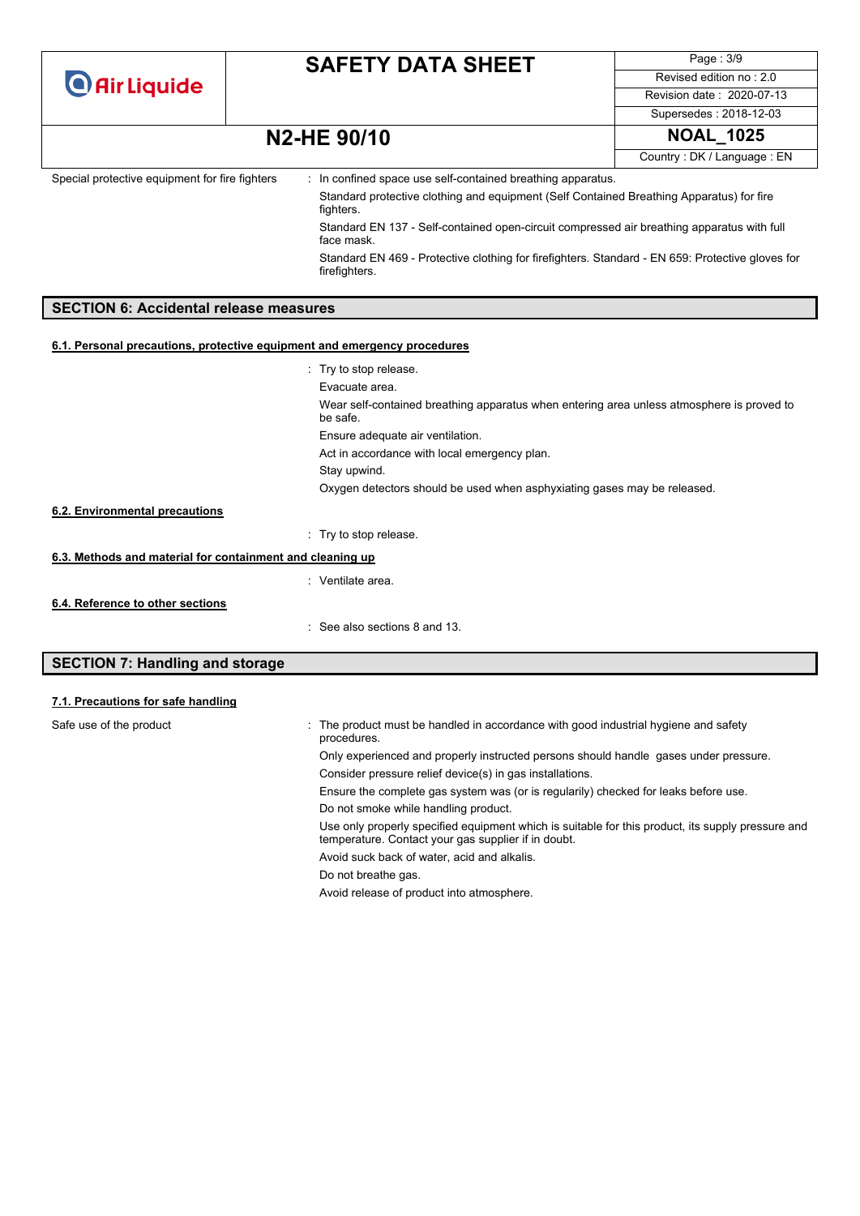| | |
|---|---|
| Special protective equipment for fire fighters | : In confined space use self-contained breathing apparatus. |
| | Standard protective clothing and equipment (Self Contained Breathing Apparatus) for fire fighters. |
| | Standard EN 137 - Self-contained open-circuit compressed air breathing apparatus with full face mask. |
| | Standard EN 469 - Protective clothing for firefighters. Standard - EN 659: Protective gloves for firefighters. |

## SECTION 6: Accidental release measures

### 6.1. Personal precautions, protective equipment and emergency procedures

: Try to stop release.

Evacuate area.

Wear self-contained breathing apparatus when entering area unless atmosphere is proved to be safe.

Ensure adequate air ventilation.

Act in accordance with local emergency plan.

Stay upwind.

Oxygen detectors should be used when asphyxiating gases may be released.

### 6.2. Environmental precautions

: Try to stop release.

### 6.3. Methods and material for containment and cleaning up

: Ventilate area.

### 6.4. Reference to other sections

: See also sections 8 and 13.

## SECTION 7: Handling and storage

### 7.1. Precautions for safe handling

Safe use of the product : The product must be handled in accordance with good industrial hygiene and safety procedures.

Only experienced and properly instructed persons should handle gases under pressure.

Consider pressure relief device(s) in gas installations.

Ensure the complete gas system was (or is regularily) checked for leaks before use.

Do not smoke while handling product.

Use only properly specified equipment which is suitable for this product, its supply pressure and temperature. Contact your gas supplier if in doubt.

Avoid suck back of water, acid and alkalis.

Do not breathe gas.

Avoid release of product into atmosphere.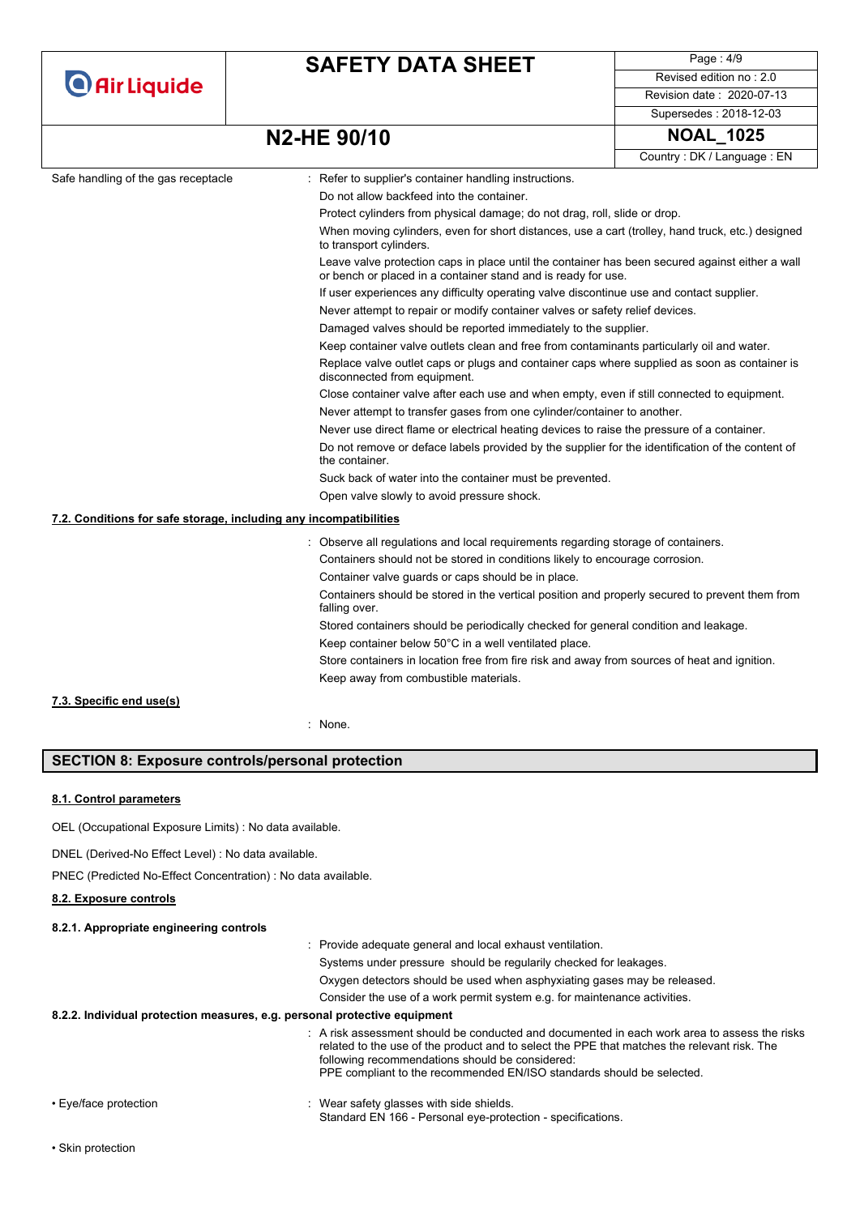Safe handling of the gas receptacle : Refer to supplier's container handling instructions.

Do not allow backfeed into the container.

Protect cylinders from physical damage; do not drag, roll, slide or drop.

When moving cylinders, even for short distances, use a cart (trolley, hand truck, etc.) designed to transport cylinders.

Leave valve protection caps in place until the container has been secured against either a wall or bench or placed in a container stand and is ready for use.

If user experiences any difficulty operating valve discontinue use and contact supplier.

Never attempt to repair or modify container valves or safety relief devices.

Damaged valves should be reported immediately to the supplier.

Keep container valve outlets clean and free from contaminants particularly oil and water.

Replace valve outlet caps or plugs and container caps where supplied as soon as container is disconnected from equipment.

Close container valve after each use and when empty, even if still connected to equipment.

Never attempt to transfer gases from one cylinder/container to another.

Never use direct flame or electrical heating devices to raise the pressure of a container.

Do not remove or deface labels provided by the supplier for the identification of the content of the container.

Suck back of water into the container must be prevented.

Open valve slowly to avoid pressure shock.

### 7.2. Conditions for safe storage, including any incompatibilities

: Observe all regulations and local requirements regarding storage of containers.

Containers should not be stored in conditions likely to encourage corrosion.

Container valve guards or caps should be in place.

Containers should be stored in the vertical position and properly secured to prevent them from falling over.

Stored containers should be periodically checked for general condition and leakage.

Keep container below 50°C in a well ventilated place.

Store containers in location free from fire risk and away from sources of heat and ignition.

Keep away from combustible materials.

### 7.3. Specific end use(s)

: None.

## SECTION 8: Exposure controls/personal protection

### 8.1. Control parameters

OEL (Occupational Exposure Limits) : No data available.

DNEL (Derived-No Effect Level) : No data available.

PNEC (Predicted No-Effect Concentration) : No data available.

### 8.2. Exposure controls

#### 8.2.1. Appropriate engineering controls

: Provide adequate general and local exhaust ventilation.

Systems under pressure should be regularly checked for leakages.

Oxygen detectors should be used when asphyxiating gases may be released.

Consider the use of a work permit system e.g. for maintenance activities.

#### 8.2.2. Individual protection measures, e.g. personal protective equipment

: A risk assessment should be conducted and documented in each work area to assess the risks related to the use of the product and to select the PPE that matches the relevant risk. The following recommendations should be considered:
PPE compliant to the recommended EN/ISO standards should be selected.

• Eye/face protection : Wear safety glasses with side shields.
Standard EN 166 - Personal eye-protection - specifications.

• Skin protection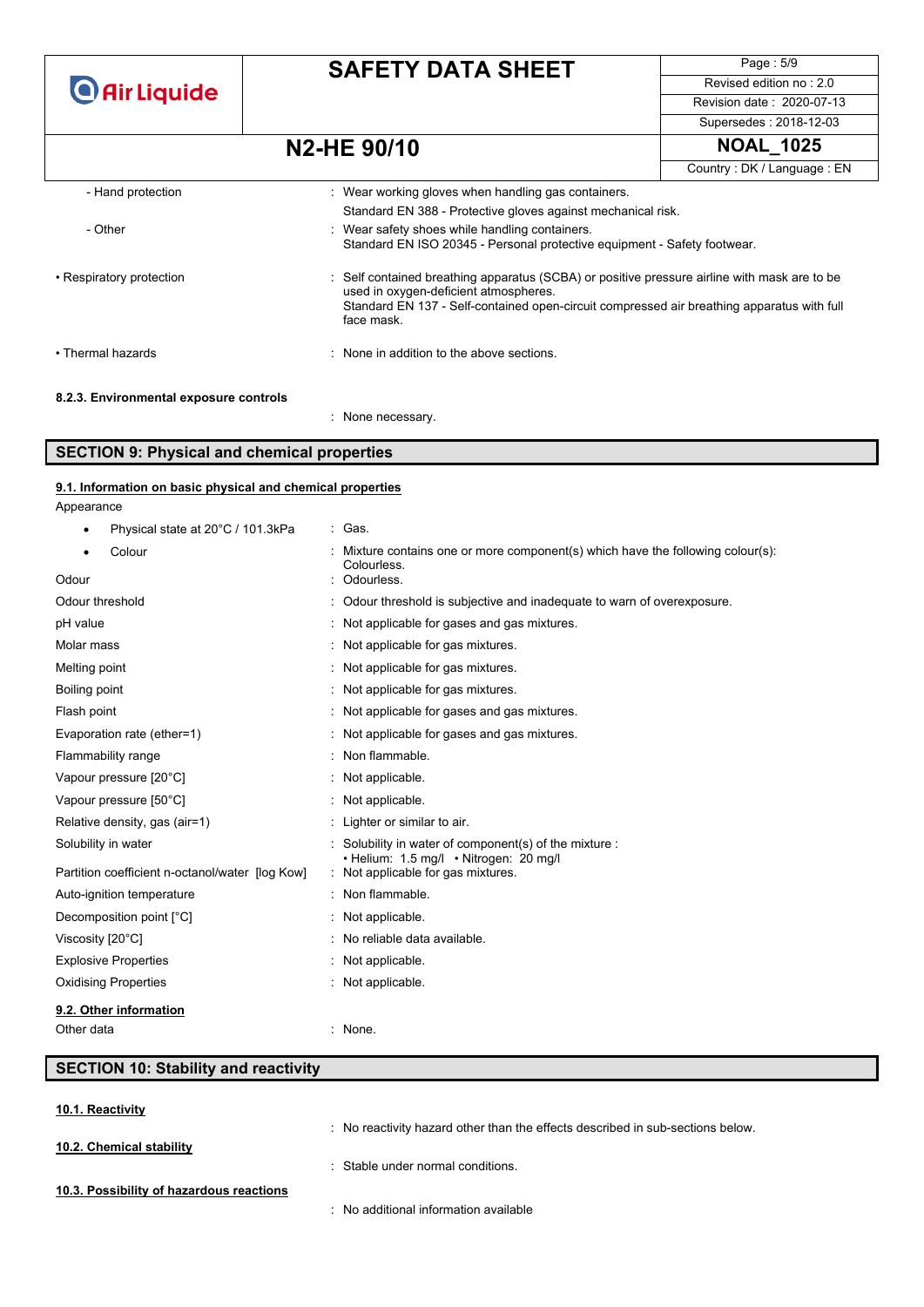- Hand protection : Wear working gloves when handling gas containers.
  Standard EN 388 - Protective gloves against mechanical risk.
- Other : Wear safety shoes while handling containers.
  Standard EN ISO 20345 - Personal protective equipment - Safety footwear.

• Respiratory protection : Self contained breathing apparatus (SCBA) or positive pressure airline with mask are to be used in oxygen-deficient atmospheres.
Standard EN 137 - Self-contained open-circuit compressed air breathing apparatus with full face mask.

• Thermal hazards : None in addition to the above sections.

**8.2.3. Environmental exposure controls**

: None necessary.

## SECTION 9: Physical and chemical properties

### 9.1. Information on basic physical and chemical properties

Appearance

| | |
|---|---|
| • Physical state at 20°C / 101.3kPa | : Gas. |
| • Colour | : Mixture contains one or more component(s) which have the following colour(s): Colourless. |
| Odour | : Odourless. |
| Odour threshold | : Odour threshold is subjective and inadequate to warn of overexposure. |
| pH value | : Not applicable for gases and gas mixtures. |
| Molar mass | : Not applicable for gas mixtures. |
| Melting point | : Not applicable for gas mixtures. |
| Boiling point | : Not applicable for gas mixtures. |
| Flash point | : Not applicable for gases and gas mixtures. |
| Evaporation rate (ether=1) | : Not applicable for gases and gas mixtures. |
| Flammability range | : Non flammable. |
| Vapour pressure [20°C] | : Not applicable. |
| Vapour pressure [50°C] | : Not applicable. |
| Relative density, gas (air=1) | : Lighter or similar to air. |
| Solubility in water | : Solubility in water of component(s) of the mixture : • Helium: 1.5 mg/l • Nitrogen: 20 mg/l |
| Partition coefficient n-octanol/water [log Kow] | : Not applicable for gas mixtures. |
| Auto-ignition temperature | : Non flammable. |
| Decomposition point [°C] | : Not applicable. |
| Viscosity [20°C] | : No reliable data available. |
| Explosive Properties | : Not applicable. |
| Oxidising Properties | : Not applicable. |

### 9.2. Other information

Other data : None.

## SECTION 10: Stability and reactivity

### 10.1. Reactivity

: No reactivity hazard other than the effects described in sub-sections below.

### 10.2. Chemical stability

: Stable under normal conditions.

### 10.3. Possibility of hazardous reactions

: No additional information available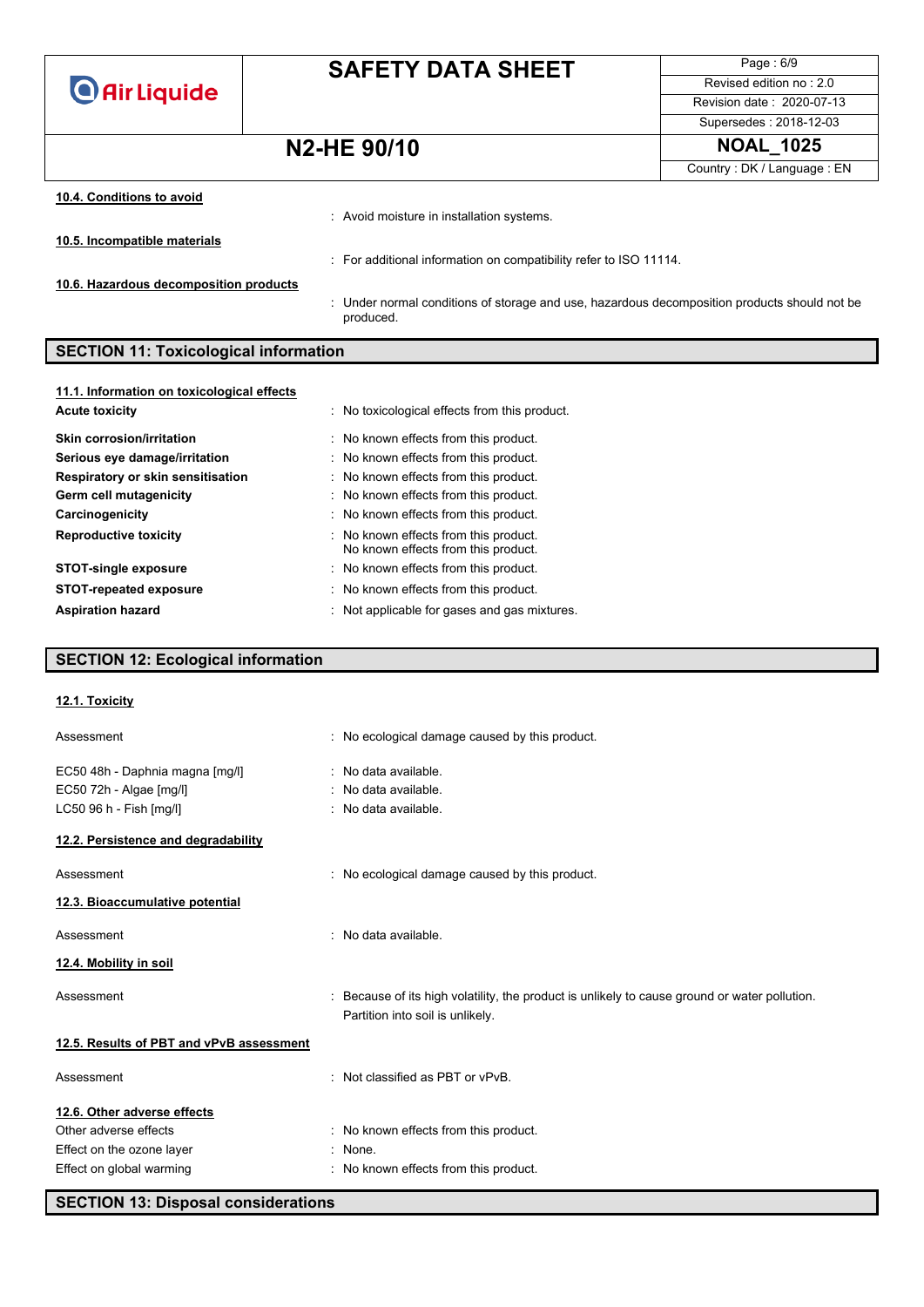### 10.4. Conditions to avoid

: Avoid moisture in installation systems.

### 10.5. Incompatible materials

: For additional information on compatibility refer to ISO 11114.

### 10.6. Hazardous decomposition products

: Under normal conditions of storage and use, hazardous decomposition products should not be produced.

## SECTION 11: Toxicological information

### 11.1. Information on toxicological effects

| | |
|---|---|
| **Acute toxicity** | : No toxicological effects from this product. |
| **Skin corrosion/irritation** | : No known effects from this product. |
| **Serious eye damage/irritation** | : No known effects from this product. |
| **Respiratory or skin sensitisation** | : No known effects from this product. |
| **Germ cell mutagenicity** | : No known effects from this product. |
| **Carcinogenicity** | : No known effects from this product. |
| **Reproductive toxicity** | : No known effects from this product. No known effects from this product. |
| **STOT-single exposure** | : No known effects from this product. |
| **STOT-repeated exposure** | : No known effects from this product. |
| **Aspiration hazard** | : Not applicable for gases and gas mixtures. |

## SECTION 12: Ecological information

### 12.1. Toxicity

| | |
|---|---|
| Assessment | : No ecological damage caused by this product. |
| EC50 48h - Daphnia magna [mg/l] | : No data available. |
| EC50 72h - Algae [mg/l] | : No data available. |
| LC50 96 h - Fish [mg/l] | : No data available. |

### 12.2. Persistence and degradability

| | |
|---|---|
| Assessment | : No ecological damage caused by this product. |

### 12.3. Bioaccumulative potential

| | |
|---|---|
| Assessment | : No data available. |

### 12.4. Mobility in soil

| | |
|---|---|
| Assessment | : Because of its high volatility, the product is unlikely to cause ground or water pollution. Partition into soil is unlikely. |

### 12.5. Results of PBT and vPvB assessment

| | |
|---|---|
| Assessment | : Not classified as PBT or vPvB. |

### 12.6. Other adverse effects

| | |
|---|---|
| Other adverse effects | : No known effects from this product. |
| Effect on the ozone layer | : None. |
| Effect on global warming | : No known effects from this product. |

## SECTION 13: Disposal considerations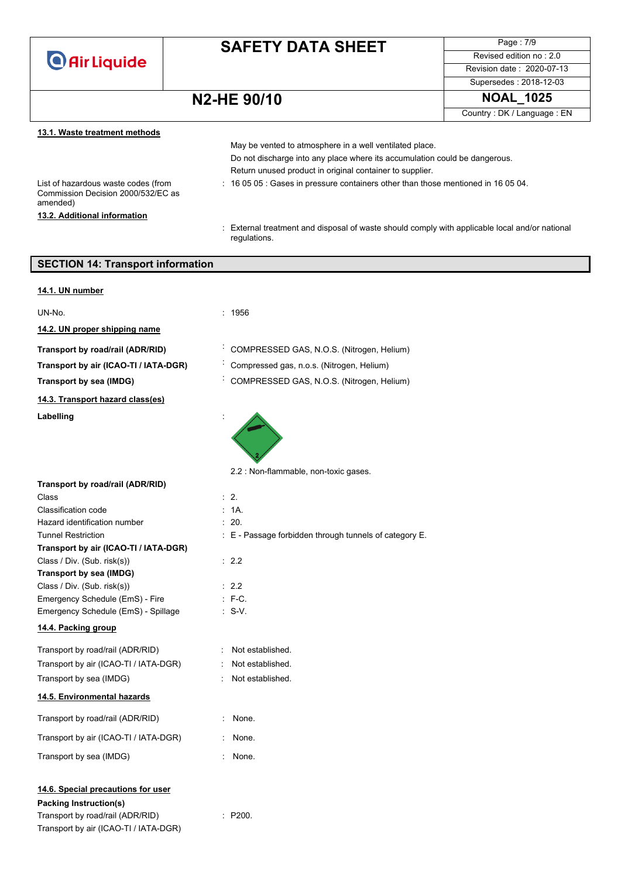### 13.1. Waste treatment methods

May be vented to atmosphere in a well ventilated place.

Do not discharge into any place where its accumulation could be dangerous.

Return unused product in original container to supplier.

List of hazardous waste codes (from Commission Decision 2000/532/EC as amended) : 16 05 05 : Gases in pressure containers other than those mentioned in 16 05 04.

### 13.2. Additional information

: External treatment and disposal of waste should comply with applicable local and/or national regulations.

## SECTION 14: Transport information

### 14.1. UN number

UN-No. : 1956

### 14.2. UN proper shipping name

**Transport by road/rail (ADR/RID)** : COMPRESSED GAS, N.O.S. (Nitrogen, Helium)

**Transport by air (ICAO-TI / IATA-DGR)** : Compressed gas, n.o.s. (Nitrogen, Helium)

**Transport by sea (IMDG)** : COMPRESSED GAS, N.O.S. (Nitrogen, Helium)

### 14.3. Transport hazard class(es)

**Labelling** :

2.2 : Non-flammable, non-toxic gases.

**Transport by road/rail (ADR/RID)**

Class : 2.

Classification code : 1A.

Hazard identification number : 20.

Tunnel Restriction : E - Passage forbidden through tunnels of category E.

**Transport by air (ICAO-TI / IATA-DGR)**

Class / Div. (Sub. risk(s)) : 2.2

**Transport by sea (IMDG)**

Class / Div. (Sub. risk(s)) : 2.2

Emergency Schedule (EmS) - Fire : F-C.

Emergency Schedule (EmS) - Spillage : S-V.

### 14.4. Packing group

Transport by road/rail (ADR/RID) : Not established.

Transport by air (ICAO-TI / IATA-DGR) : Not established.

Transport by sea (IMDG) : Not established.

### 14.5. Environmental hazards

Transport by road/rail (ADR/RID) : None.

Transport by air (ICAO-TI / IATA-DGR) : None.

Transport by sea (IMDG) : None.

### 14.6. Special precautions for user

**Packing Instruction(s)**

Transport by road/rail (ADR/RID) : P200.

Transport by air (ICAO-TI / IATA-DGR)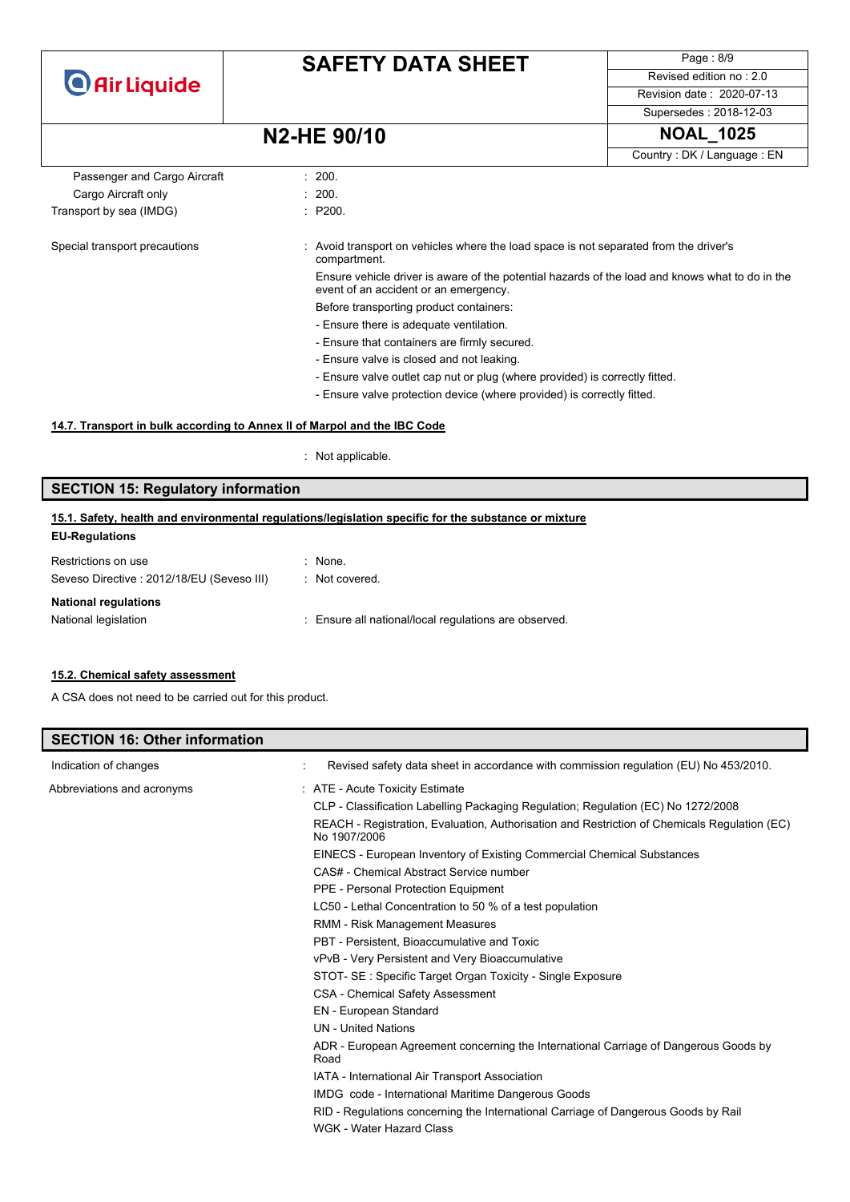| | |
|---|---|
| Passenger and Cargo Aircraft | : 200. |
| Cargo Aircraft only | : 200. |
| Transport by sea (IMDG) | : P200. |

Special transport precautions : Avoid transport on vehicles where the load space is not separated from the driver's compartment.

Ensure vehicle driver is aware of the potential hazards of the load and knows what to do in the event of an accident or an emergency.

Before transporting product containers:

- Ensure there is adequate ventilation.
- Ensure that containers are firmly secured.
- Ensure valve is closed and not leaking.
- Ensure valve outlet cap nut or plug (where provided) is correctly fitted.
- Ensure valve protection device (where provided) is correctly fitted.

### 14.7. Transport in bulk according to Annex II of Marpol and the IBC Code

: Not applicable.

## SECTION 15: Regulatory information

### 15.1. Safety, health and environmental regulations/legislation specific for the substance or mixture

**EU-Regulations**

| | |
|---|---|
| Restrictions on use | : None. |
| Seveso Directive : 2012/18/EU (Seveso III) | : Not covered. |

**National regulations**

National legislation : Ensure all national/local regulations are observed.

### 15.2. Chemical safety assessment

A CSA does not need to be carried out for this product.

## SECTION 16: Other information

Indication of changes : Revised safety data sheet in accordance with commission regulation (EU) No 453/2010.

Abbreviations and acronyms :

- ATE - Acute Toxicity Estimate
- CLP - Classification Labelling Packaging Regulation; Regulation (EC) No 1272/2008
- REACH - Registration, Evaluation, Authorisation and Restriction of Chemicals Regulation (EC) No 1907/2006
- EINECS - European Inventory of Existing Commercial Chemical Substances
- CAS# - Chemical Abstract Service number
- PPE - Personal Protection Equipment
- LC50 - Lethal Concentration to 50 % of a test population
- RMM - Risk Management Measures
- PBT - Persistent, Bioaccumulative and Toxic
- vPvB - Very Persistent and Very Bioaccumulative
- STOT- SE : Specific Target Organ Toxicity - Single Exposure
- CSA - Chemical Safety Assessment
- EN - European Standard
- UN - United Nations
- ADR - European Agreement concerning the International Carriage of Dangerous Goods by Road
- IATA - International Air Transport Association
- IMDG code - International Maritime Dangerous Goods
- RID - Regulations concerning the International Carriage of Dangerous Goods by Rail
- WGK - Water Hazard Class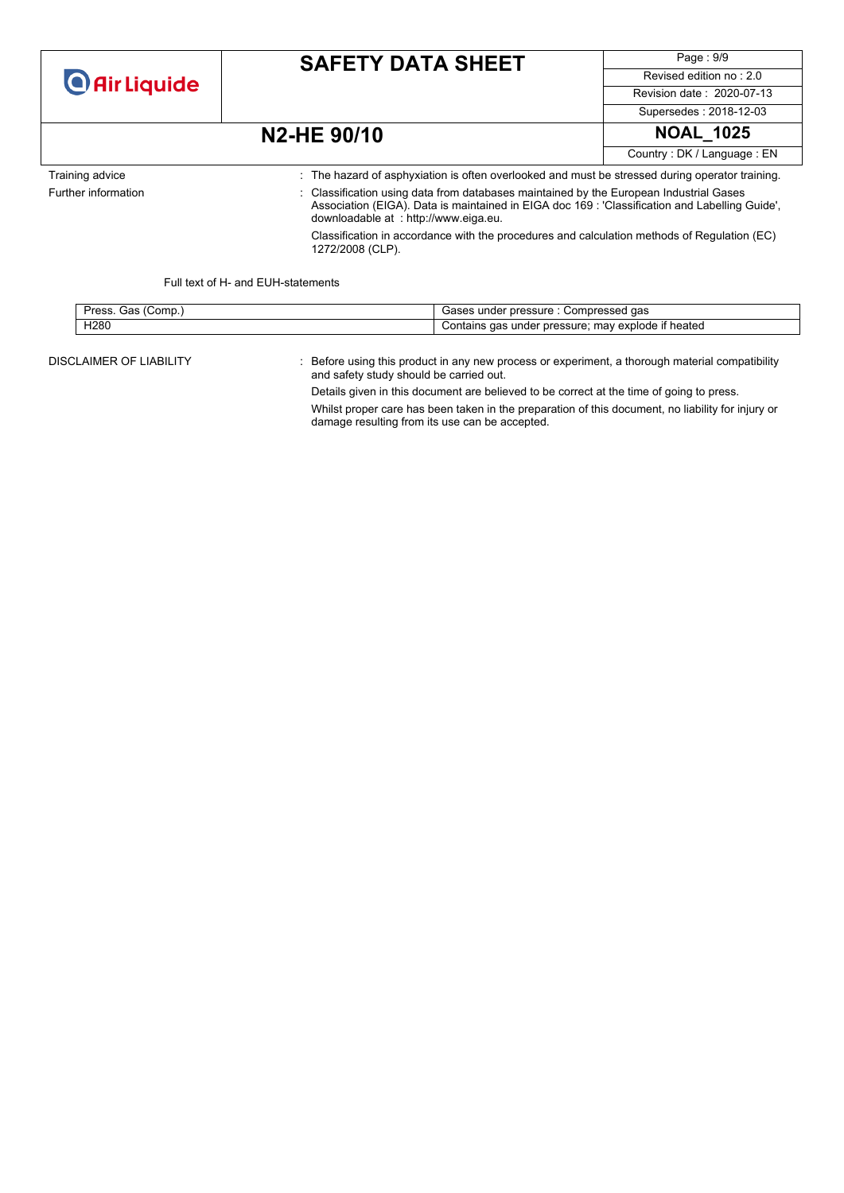Training advice : The hazard of asphyxiation is often overlooked and must be stressed during operator training.

Further information : Classification using data from databases maintained by the European Industrial Gases Association (EIGA). Data is maintained in EIGA doc 169 : 'Classification and Labelling Guide', downloadable at : http://www.eiga.eu.

Classification in accordance with the procedures and calculation methods of Regulation (EC) 1272/2008 (CLP).

Full text of H- and EUH-statements

| | |
|---|---|
| Press. Gas (Comp.) | Gases under pressure : Compressed gas |
| H280 | Contains gas under pressure; may explode if heated |

DISCLAIMER OF LIABILITY : Before using this product in any new process or experiment, a thorough material compatibility and safety study should be carried out.

Details given in this document are believed to be correct at the time of going to press.

Whilst proper care has been taken in the preparation of this document, no liability for injury or damage resulting from its use can be accepted.